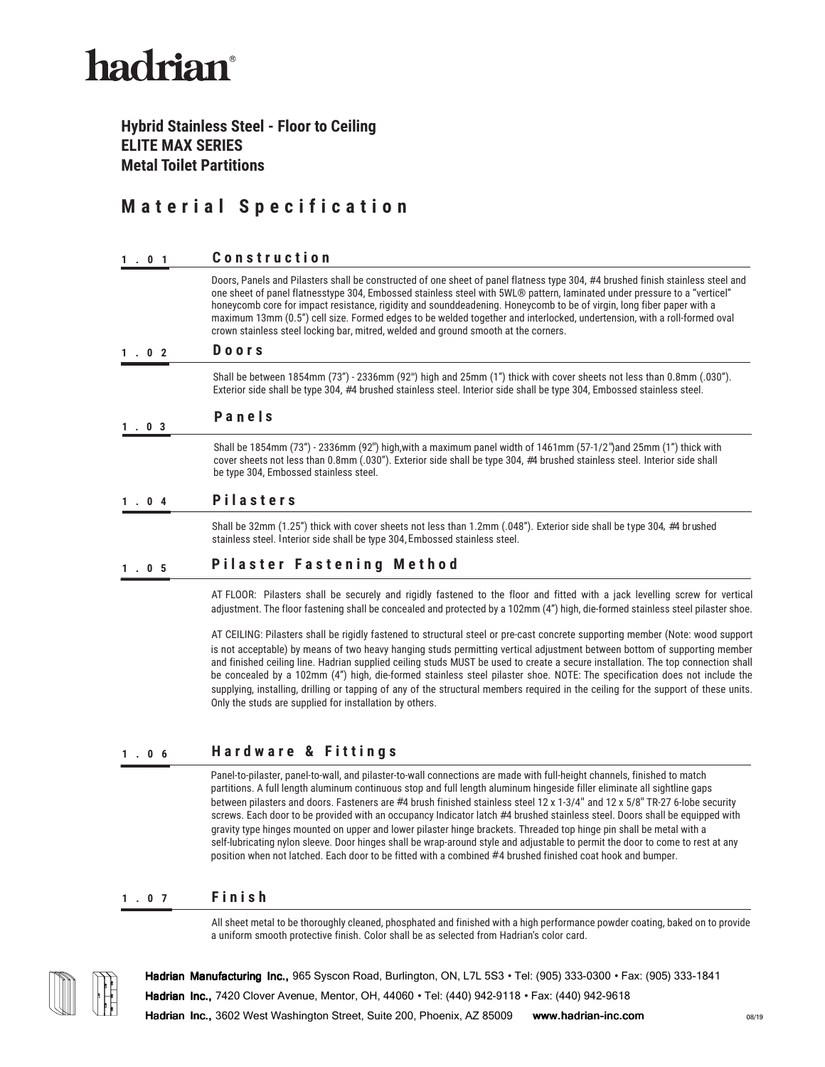# hadrian®

## Hybrid Stainless Steel - Floor to Ceiling
## ELITE MAX SERIES
## Metal Toilet Partitions

# Material Specification

### 1.01 Construction

Doors, Panels and Pilasters shall be constructed of one sheet of panel flatness type 304, #4 brushed finish stainless steel and one sheet of panel flatnesstype 304, Embossed stainless steel with 5WL® pattern, laminated under pressure to a "verticel" honeycomb core for impact resistance, rigidity and sounddeadening. Honeycomb to be of virgin, long fiber paper with a maximum 13mm (0.5") cell size. Formed edges to be welded together and interlocked, undertension, with a roll-formed oval crown stainless steel locking bar, mitred, welded and ground smooth at the corners.

### 1.02 Doors

Shall be between 1854mm (73") - 2336mm (92") high and 25mm (1") thick with cover sheets not less than 0.8mm (.030"). Exterior side shall be type 304, #4 brushed stainless steel. Interior side shall be type 304, Embossed stainless steel.

### 1.03 Panels

Shall be 1854mm (73") - 2336mm (92") high,with a maximum panel width of 1461mm (57-1/2")and 25mm (1") thick with cover sheets not less than 0.8mm (.030"). Exterior side shall be type 304, #4 brushed stainless steel. Interior side shall be type 304, Embossed stainless steel.

### 1.04 Pilasters

Shall be 32mm (1.25") thick with cover sheets not less than 1.2mm (.048"). Exterior side shall be type 304, #4 brushed stainless steel. Interior side shall be type 304, Embossed stainless steel.

### 1.05 Pilaster Fastening Method

AT FLOOR: Pilasters shall be securely and rigidly fastened to the floor and fitted with a jack levelling screw for vertical adjustment. The floor fastening shall be concealed and protected by a 102mm (4") high, die-formed stainless steel pilaster shoe.

AT CEILING: Pilasters shall be rigidly fastened to structural steel or pre-cast concrete supporting member (Note: wood support is not acceptable) by means of two heavy hanging ceiling studs permitting vertical adjustment between bottom of supporting member and finished ceiling line. Hadrian supplied ceiling studs MUST be used to create a secure installation. The top connection shall be concealed by a 102mm (4") high, die-formed stainless steel pilaster shoe. NOTE: The specification does not include the supplying, installing, drilling or tapping of any of the structural members required in the ceiling for the support of these units. Only the studs are supplied for installation by others.

### 1.06 Hardware & Fittings

Panel-to-pilaster, panel-to-wall, and pilaster-to-wall connections are made with full-height channels, finished to match partitions. A full length aluminum continuous stop and full length aluminum hingeside filler eliminate all sightline gaps between pilasters and doors. Fasteners are #4 brush finished stainless steel 12 x 1-3/4" and 12 x 5/8" TR-27 6-lobe security screws. Each door to be provided with an occupancy Indicator latch #4 brushed stainless steel. Doors shall be equipped with gravity type hinges mounted on upper and lower pilaster hinge brackets. Threaded top hinge pin shall be metal with a self-lubricating nylon sleeve. Door hinges shall be wrap-around style and adjustable to permit the door to come to rest at any position when not latched. Each door to be fitted with a combined #4 brushed finished coat hook and bumper.

### 1.07 Finish

All sheet metal to be thoroughly cleaned, phosphated and finished with a high performance powder coating, baked on to provide a uniform smooth protective finish. Color shall be as selected from Hadrian's color card.

**Hadrian Manufacturing Inc.,** 965 Syscon Road, Burlington, ON, L7L 5S3 • Tel: (905) 333-0300 • Fax: (905) 333-1841
**Hadrian Inc.,** 7420 Clover Avenue, Mentor, OH, 44060 • Tel: (440) 942-9118 • Fax: (440) 942-9618
**Hadrian Inc.,** 3602 West Washington Street, Suite 200, Phoenix, AZ 85009 **www.hadrian-inc.com**

08/19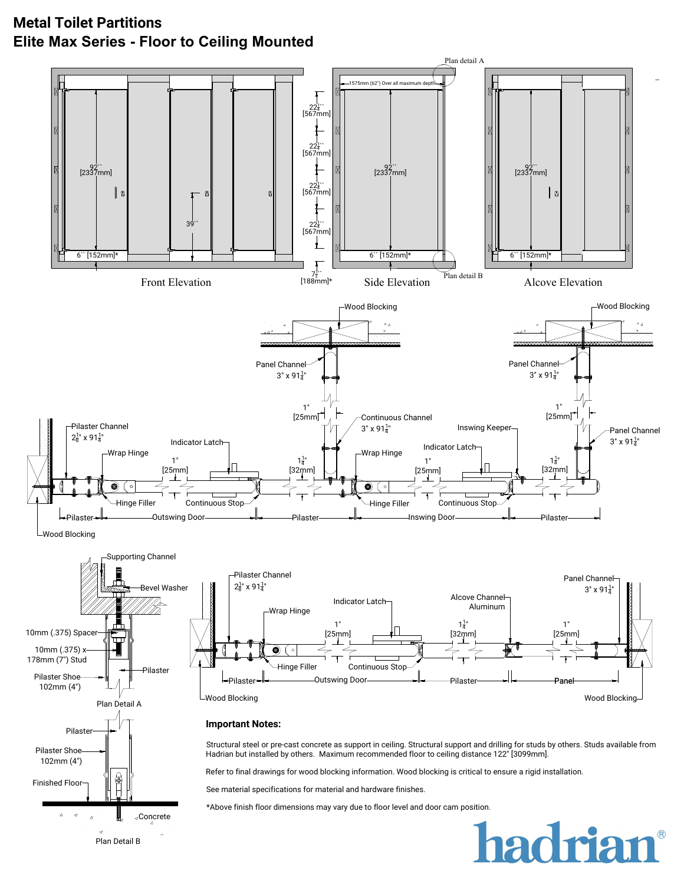# Metal Toilet Partitions
## Elite Max Series - Floor to Ceiling Mounted

Plan detail A

1575mm (62") Over all maximum depth

92" [2337mm]

22¼" [567mm]

22¼" [567mm]

22¼" [567mm]

22¼" [567mm]

39"

6" [152mm]*

7½" [188mm]*

Plan detail B

Front Elevation

Side Elevation

Alcove Elevation

Wood Blocking

Panel Channel 3" x 91¼"

1" [25mm]

Continuous Channel 3" x 91¼"

Pilaster Channel 2⅝" x 91¼"

Indicator Latch

Wrap Hinge

1" [25mm]

1¼" [32mm]

Inswing Keeper

Hinge Filler

Continuous Stop

Pilaster

Outswing Door

Inswing Door

Wood Blocking

Supporting Channel

Bevel Washer

10mm (.375) Spacer

10mm (.375) x 178mm (7") Stud

Pilaster Shoe 102mm (4")

Pilaster

Plan Detail A

Alcove Channel Aluminum

Panel

Finished Floor

Concrete

Plan Detail B

### Important Notes:

Structural steel or pre-cast concrete as support in ceiling. Structural support and drilling for studs by others. Studs available from Hadrian but installed by others. Maximum recommended floor to ceiling distance 122" [3099mm].

Refer to final drawings for wood blocking information. Wood blocking is critical to ensure a rigid installation.

See material specifications for material and hardware finishes.

*Above finish floor dimensions may vary due to floor level and door cam position.

hadrian®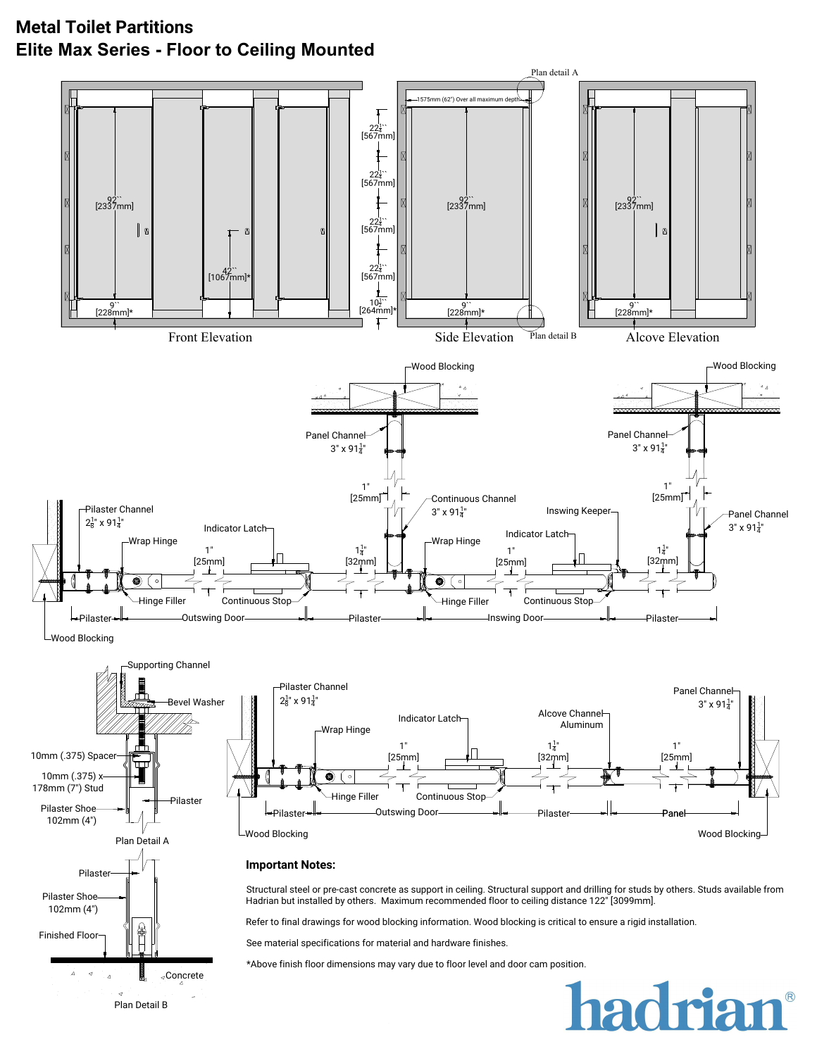# Metal Toilet Partitions
# Elite Max Series - Floor to Ceiling Mounted

Plan detail A

1575mm (62") Over all maximum depth

92" [2337mm]

42" [1067mm]*

9" [228mm]*

22¼" [567mm]

22¼" [567mm]

22¼" [567mm]

22¼" [567mm]

10½" [264mm]*

Front Elevation

Side Elevation

Plan detail B

Alcove Elevation

Wood Blocking

Panel Channel 3" x 91¼"

1" [25mm]

Continuous Channel 3" x 91¼"

Pilaster Channel 2⅞" x 91¼"

Indicator Latch

Wrap Hinge

1" [25mm]

1¼" [32mm]

Inswing Keeper

Hinge Filler

Continuous Stop

Pilaster

Outswing Door

Inswing Door

Supporting Channel

Bevel Washer

10mm (.375) Spacer

10mm (.375) x 178mm (7") Stud

Pilaster Shoe 102mm (4")

Plan Detail A

Alcove Channel Aluminum

Panel

Finished Floor

Concrete

Plan Detail B

## Important Notes:

Structural steel or pre-cast concrete as support in ceiling. Structural support and drilling for studs by others. Studs available from Hadrian but installed by others. Maximum recommended floor to ceiling distance 122" [3099mm].

Refer to final drawings for wood blocking information. Wood blocking is critical to ensure a rigid installation.

See material specifications for material and hardware finishes.

*Above finish floor dimensions may vary due to floor level and door cam position.

hadrian®